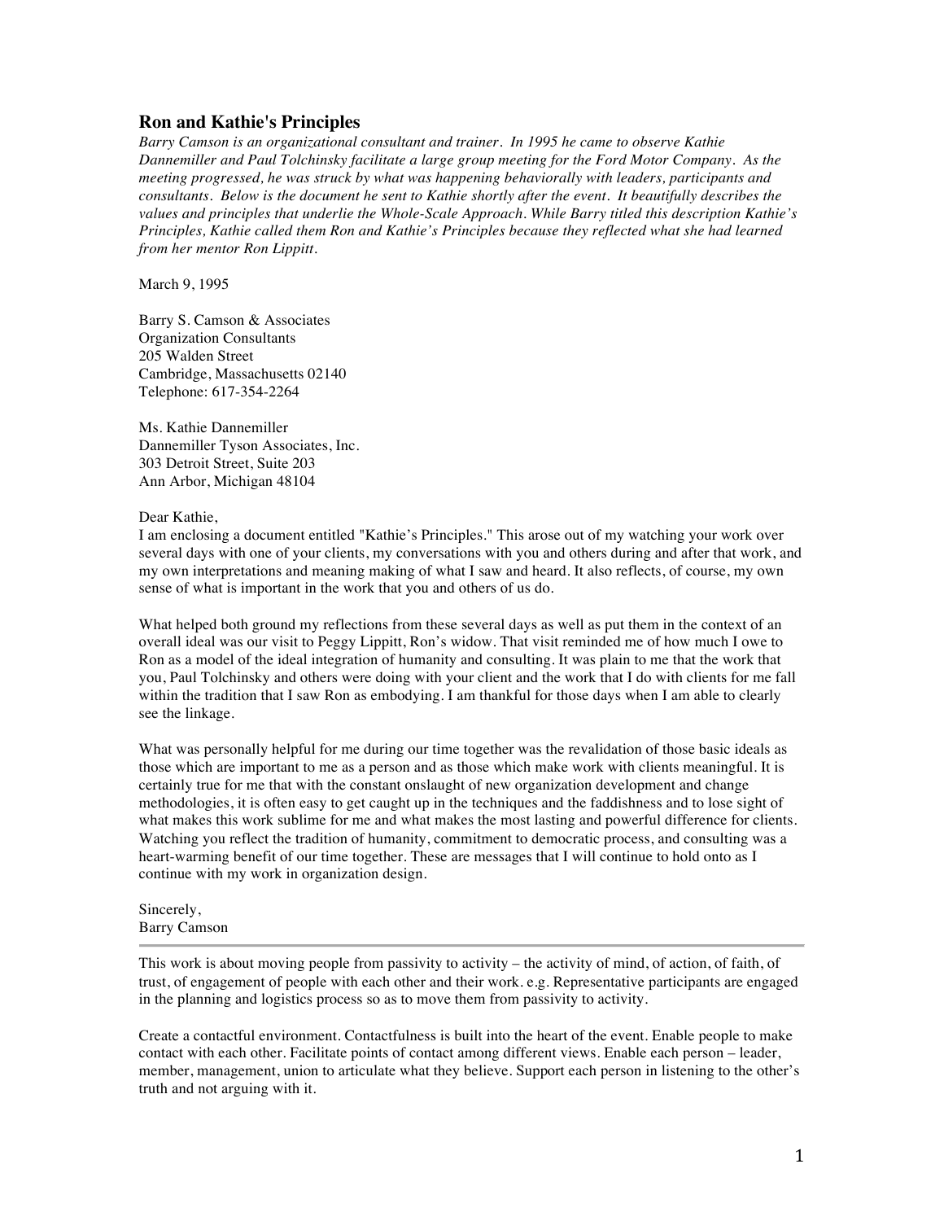## Ron and Kathie's Principles

*Barry Camson is an organizational consultant and trainer. In 1995 he came to observe Kathie Dannemiller and Paul Tolchinsky facilitate a large group meeting for the Ford Motor Company. As the meeting progressed, he was struck by what was happening behaviorally with leaders, participants and consultants. Below is the document he sent to Kathie shortly after the event. It beautifully describes the values and principles that underlie the Whole-Scale Approach. While Barry titled this description Kathie's Principles, Kathie called them Ron and Kathie's Principles because they reflected what she had learned from her mentor Ron Lippitt.*

March 9, 1995

Barry S. Camson & Associates
Organization Consultants
205 Walden Street
Cambridge, Massachusetts 02140
Telephone: 617-354-2264

Ms. Kathie Dannemiller
Dannemiller Tyson Associates, Inc.
303 Detroit Street, Suite 203
Ann Arbor, Michigan 48104

Dear Kathie,
I am enclosing a document entitled "Kathie's Principles." This arose out of my watching your work over several days with one of your clients, my conversations with you and others during and after that work, and my own interpretations and meaning making of what I saw and heard. It also reflects, of course, my own sense of what is important in the work that you and others of us do.

What helped both ground my reflections from these several days as well as put them in the context of an overall ideal was our visit to Peggy Lippitt, Ron's widow. That visit reminded me of how much I owe to Ron as a model of the ideal integration of humanity and consulting. It was plain to me that the work that you, Paul Tolchinsky and others were doing with your client and the work that I do with clients for me fall within the tradition that I saw Ron as embodying. I am thankful for those days when I am able to clearly see the linkage.

What was personally helpful for me during our time together was the revalidation of those basic ideals as those which are important to me as a person and as those which make work with clients meaningful. It is certainly true for me that with the constant onslaught of new organization development and change methodologies, it is often easy to get caught up in the techniques and the faddishness and to lose sight of what makes this work sublime for me and what makes the most lasting and powerful difference for clients. Watching you reflect the tradition of humanity, commitment to democratic process, and consulting was a heart-warming benefit of our time together. These are messages that I will continue to hold onto as I continue with my work in organization design.

Sincerely,
Barry Camson

---

This work is about moving people from passivity to activity – the activity of mind, of action, of faith, of trust, of engagement of people with each other and their work. e.g. Representative participants are engaged in the planning and logistics process so as to move them from passivity to activity.

Create a contactful environment. Contactfulness is built into the heart of the event. Enable people to make contact with each other. Facilitate points of contact among different views. Enable each person – leader, member, management, union to articulate what they believe. Support each person in listening to the other's truth and not arguing with it.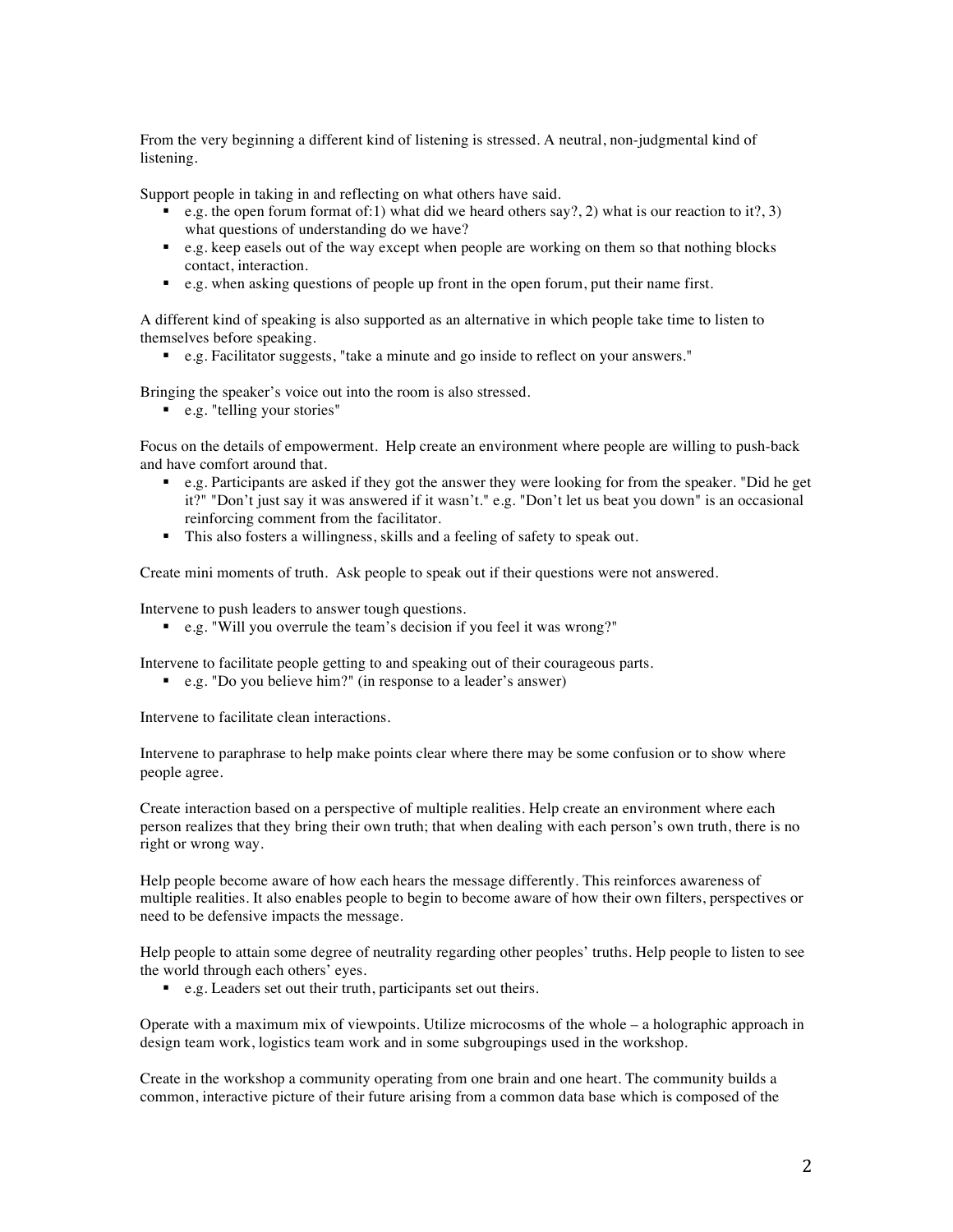From the very beginning a different kind of listening is stressed. A neutral, non-judgmental kind of listening.

Support people in taking in and reflecting on what others have said.

- e.g. the open forum format of:1) what did we heard others say?, 2) what is our reaction to it?, 3) what questions of understanding do we have?
- e.g. keep easels out of the way except when people are working on them so that nothing blocks contact, interaction.
- e.g. when asking questions of people up front in the open forum, put their name first.

A different kind of speaking is also supported as an alternative in which people take time to listen to themselves before speaking.

- e.g. Facilitator suggests, "take a minute and go inside to reflect on your answers."

Bringing the speaker's voice out into the room is also stressed.

- e.g. "telling your stories"

Focus on the details of empowerment. Help create an environment where people are willing to push-back and have comfort around that.

- e.g. Participants are asked if they got the answer they were looking for from the speaker. "Did he get it?" "Don't just say it was answered if it wasn't." e.g. "Don't let us beat you down" is an occasional reinforcing comment from the facilitator.
- This also fosters a willingness, skills and a feeling of safety to speak out.

Create mini moments of truth. Ask people to speak out if their questions were not answered.

Intervene to push leaders to answer tough questions.

- e.g. "Will you overrule the team's decision if you feel it was wrong?"

Intervene to facilitate people getting to and speaking out of their courageous parts.

- e.g. "Do you believe him?" (in response to a leader's answer)

Intervene to facilitate clean interactions.

Intervene to paraphrase to help make points clear where there may be some confusion or to show where people agree.

Create interaction based on a perspective of multiple realities. Help create an environment where each person realizes that they bring their own truth; that when dealing with each person's own truth, there is no right or wrong way.

Help people become aware of how each hears the message differently. This reinforces awareness of multiple realities. It also enables people to begin to become aware of how their own filters, perspectives or need to be defensive impacts the message.

Help people to attain some degree of neutrality regarding other peoples' truths. Help people to listen to see the world through each others' eyes.

- e.g. Leaders set out their truth, participants set out theirs.

Operate with a maximum mix of viewpoints. Utilize microcosms of the whole – a holographic approach in design team work, logistics team work and in some subgroupings used in the workshop.

Create in the workshop a community operating from one brain and one heart. The community builds a common, interactive picture of their future arising from a common data base which is composed of the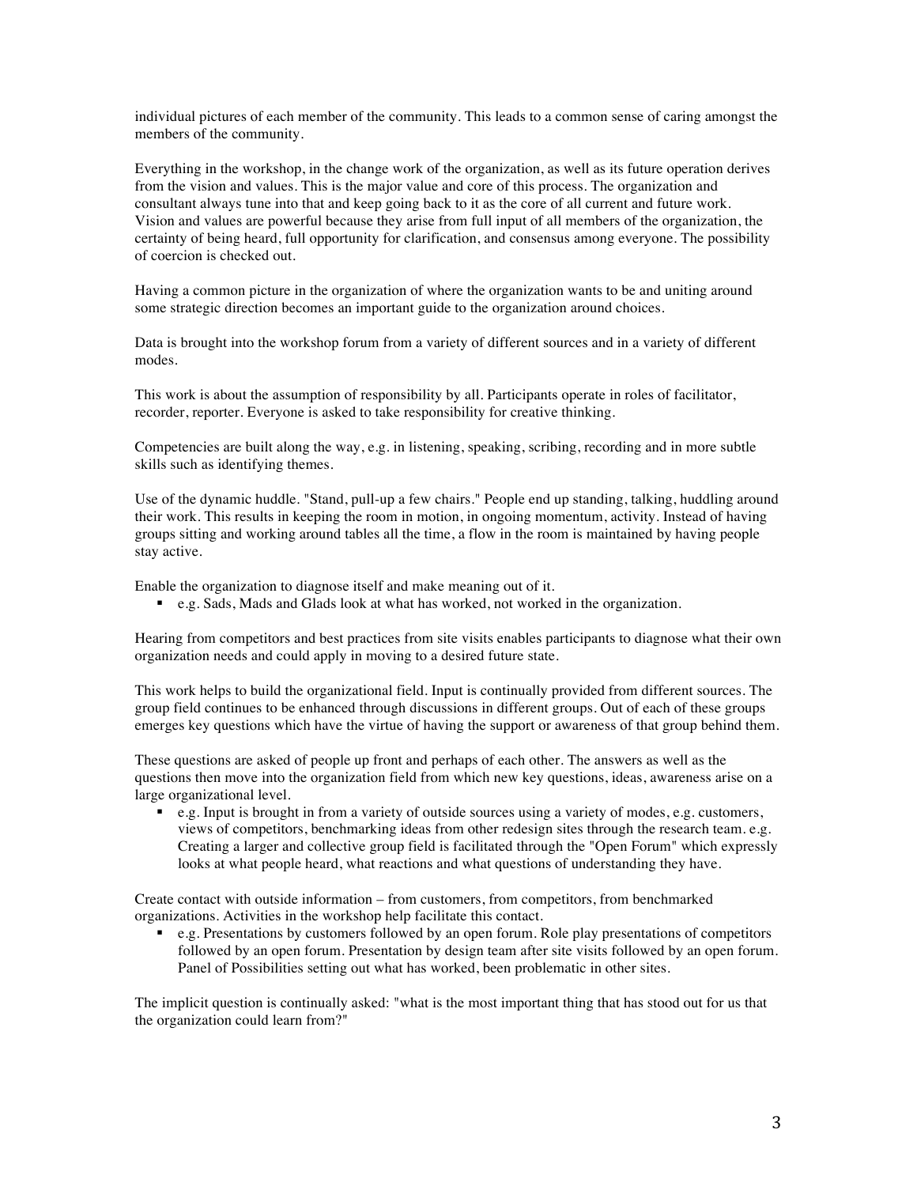individual pictures of each member of the community. This leads to a common sense of caring amongst the members of the community.

Everything in the workshop, in the change work of the organization, as well as its future operation derives from the vision and values. This is the major value and core of this process. The organization and consultant always tune into that and keep going back to it as the core of all current and future work. Vision and values are powerful because they arise from full input of all members of the organization, the certainty of being heard, full opportunity for clarification, and consensus among everyone. The possibility of coercion is checked out.

Having a common picture in the organization of where the organization wants to be and uniting around some strategic direction becomes an important guide to the organization around choices.

Data is brought into the workshop forum from a variety of different sources and in a variety of different modes.

This work is about the assumption of responsibility by all. Participants operate in roles of facilitator, recorder, reporter. Everyone is asked to take responsibility for creative thinking.

Competencies are built along the way, e.g. in listening, speaking, scribing, recording and in more subtle skills such as identifying themes.

Use of the dynamic huddle. "Stand, pull-up a few chairs." People end up standing, talking, huddling around their work. This results in keeping the room in motion, in ongoing momentum, activity. Instead of having groups sitting and working around tables all the time, a flow in the room is maintained by having people stay active.

Enable the organization to diagnose itself and make meaning out of it.

- e.g. Sads, Mads and Glads look at what has worked, not worked in the organization.

Hearing from competitors and best practices from site visits enables participants to diagnose what their own organization needs and could apply in moving to a desired future state.

This work helps to build the organizational field. Input is continually provided from different sources. The group field continues to be enhanced through discussions in different groups. Out of each of these groups emerges key questions which have the virtue of having the support or awareness of that group behind them.

These questions are asked of people up front and perhaps of each other. The answers as well as the questions then move into the organization field from which new key questions, ideas, awareness arise on a large organizational level.

- e.g. Input is brought in from a variety of outside sources using a variety of modes, e.g. customers, views of competitors, benchmarking ideas from other redesign sites through the research team. e.g. Creating a larger and collective group field is facilitated through the "Open Forum" which expressly looks at what people heard, what reactions and what questions of understanding they have.

Create contact with outside information – from customers, from competitors, from benchmarked organizations. Activities in the workshop help facilitate this contact.

- e.g. Presentations by customers followed by an open forum. Role play presentations of competitors followed by an open forum. Presentation by design team after site visits followed by an open forum. Panel of Possibilities setting out what has worked, been problematic in other sites.

The implicit question is continually asked: "what is the most important thing that has stood out for us that the organization could learn from?"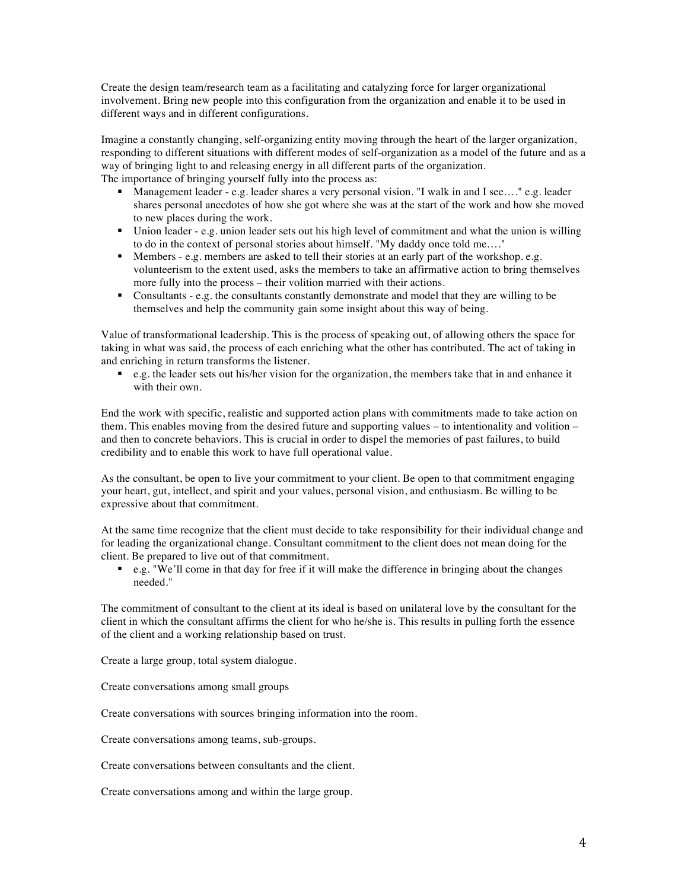Create the design team/research team as a facilitating and catalyzing force for larger organizational involvement. Bring new people into this configuration from the organization and enable it to be used in different ways and in different configurations.

Imagine a constantly changing, self-organizing entity moving through the heart of the larger organization, responding to different situations with different modes of self-organization as a model of the future and as a way of bringing light to and releasing energy in all different parts of the organization.
The importance of bringing yourself fully into the process as:

- Management leader - e.g. leader shares a very personal vision. "I walk in and I see…." e.g. leader shares personal anecdotes of how she got where she was at the start of the work and how she moved to new places during the work.
- Union leader - e.g. union leader sets out his high level of commitment and what the union is willing to do in the context of personal stories about himself. "My daddy once told me…."
- Members - e.g. members are asked to tell their stories at an early part of the workshop. e.g. volunteerism to the extent used, asks the members to take an affirmative action to bring themselves more fully into the process – their volition married with their actions.
- Consultants - e.g. the consultants constantly demonstrate and model that they are willing to be themselves and help the community gain some insight about this way of being.

Value of transformational leadership. This is the process of speaking out, of allowing others the space for taking in what was said, the process of each enriching what the other has contributed. The act of taking in and enriching in return transforms the listener.

- e.g. the leader sets out his/her vision for the organization, the members take that in and enhance it with their own.

End the work with specific, realistic and supported action plans with commitments made to take action on them. This enables moving from the desired future and supporting values – to intentionality and volition – and then to concrete behaviors. This is crucial in order to dispel the memories of past failures, to build credibility and to enable this work to have full operational value.

As the consultant, be open to live your commitment to your client. Be open to that commitment engaging your heart, gut, intellect, and spirit and your values, personal vision, and enthusiasm. Be willing to be expressive about that commitment.

At the same time recognize that the client must decide to take responsibility for their individual change and for leading the organizational change. Consultant commitment to the client does not mean doing for the client. Be prepared to live out of that commitment.

- e.g. "We'll come in that day for free if it will make the difference in bringing about the changes needed."

The commitment of consultant to the client at its ideal is based on unilateral love by the consultant for the client in which the consultant affirms the client for who he/she is. This results in pulling forth the essence of the client and a working relationship based on trust.

Create a large group, total system dialogue.

Create conversations among small groups

Create conversations with sources bringing information into the room.

Create conversations among teams, sub-groups.

Create conversations between consultants and the client.

Create conversations among and within the large group.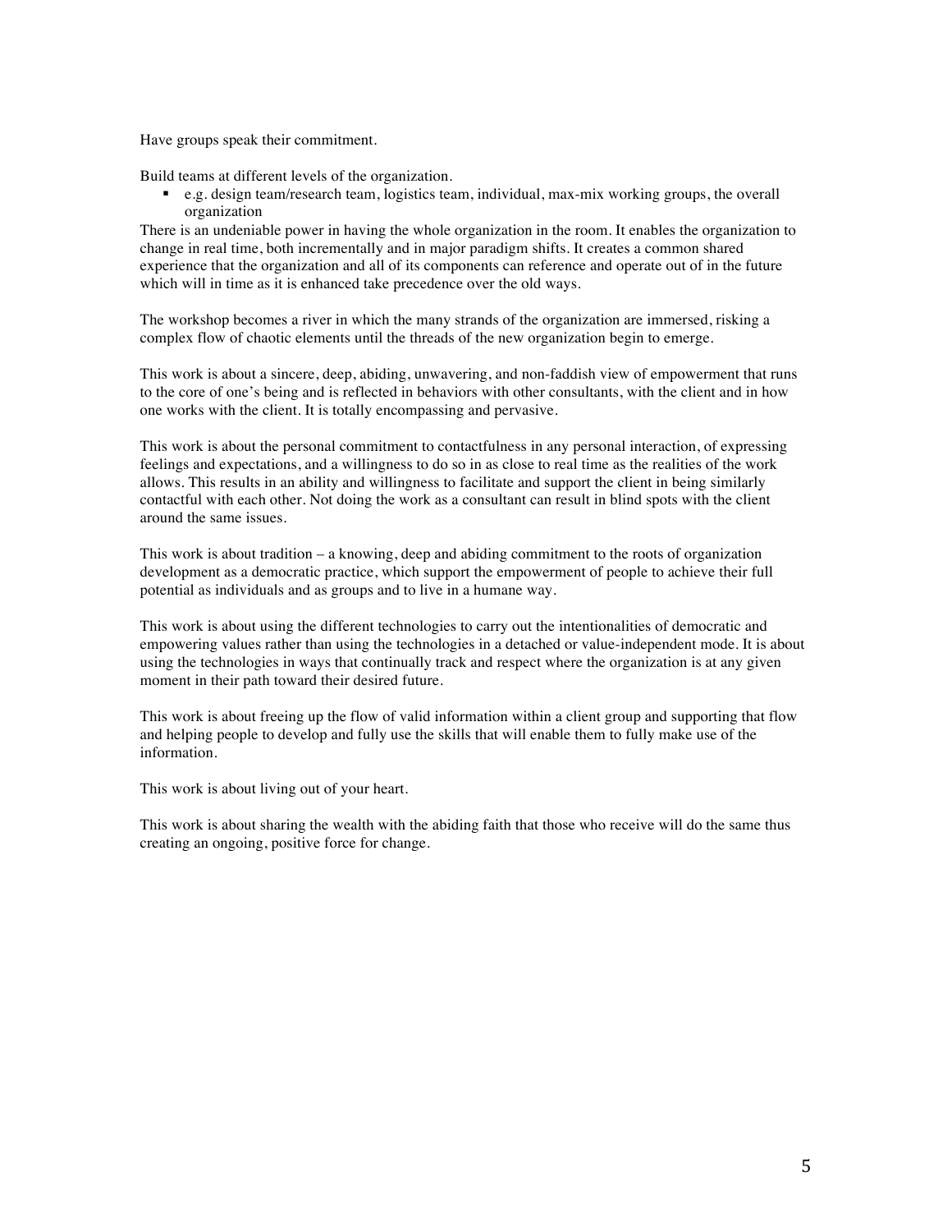Have groups speak their commitment.

Build teams at different levels of the organization.

- e.g. design team/research team, logistics team, individual, max-mix working groups, the overall organization

There is an undeniable power in having the whole organization in the room. It enables the organization to change in real time, both incrementally and in major paradigm shifts. It creates a common shared experience that the organization and all of its components can reference and operate out of in the future which will in time as it is enhanced take precedence over the old ways.

The workshop becomes a river in which the many strands of the organization are immersed, risking a complex flow of chaotic elements until the threads of the new organization begin to emerge.

This work is about a sincere, deep, abiding, unwavering, and non-faddish view of empowerment that runs to the core of one's being and is reflected in behaviors with other consultants, with the client and in how one works with the client. It is totally encompassing and pervasive.

This work is about the personal commitment to contactfulness in any personal interaction, of expressing feelings and expectations, and a willingness to do so in as close to real time as the realities of the work allows. This results in an ability and willingness to facilitate and support the client in being similarly contactful with each other. Not doing the work as a consultant can result in blind spots with the client around the same issues.

This work is about tradition – a knowing, deep and abiding commitment to the roots of organization development as a democratic practice, which support the empowerment of people to achieve their full potential as individuals and as groups and to live in a humane way.

This work is about using the different technologies to carry out the intentionalities of democratic and empowering values rather than using the technologies in a detached or value-independent mode. It is about using the technologies in ways that continually track and respect where the organization is at any given moment in their path toward their desired future.

This work is about freeing up the flow of valid information within a client group and supporting that flow and helping people to develop and fully use the skills that will enable them to fully make use of the information.

This work is about living out of your heart.

This work is about sharing the wealth with the abiding faith that those who receive will do the same thus creating an ongoing, positive force for change.